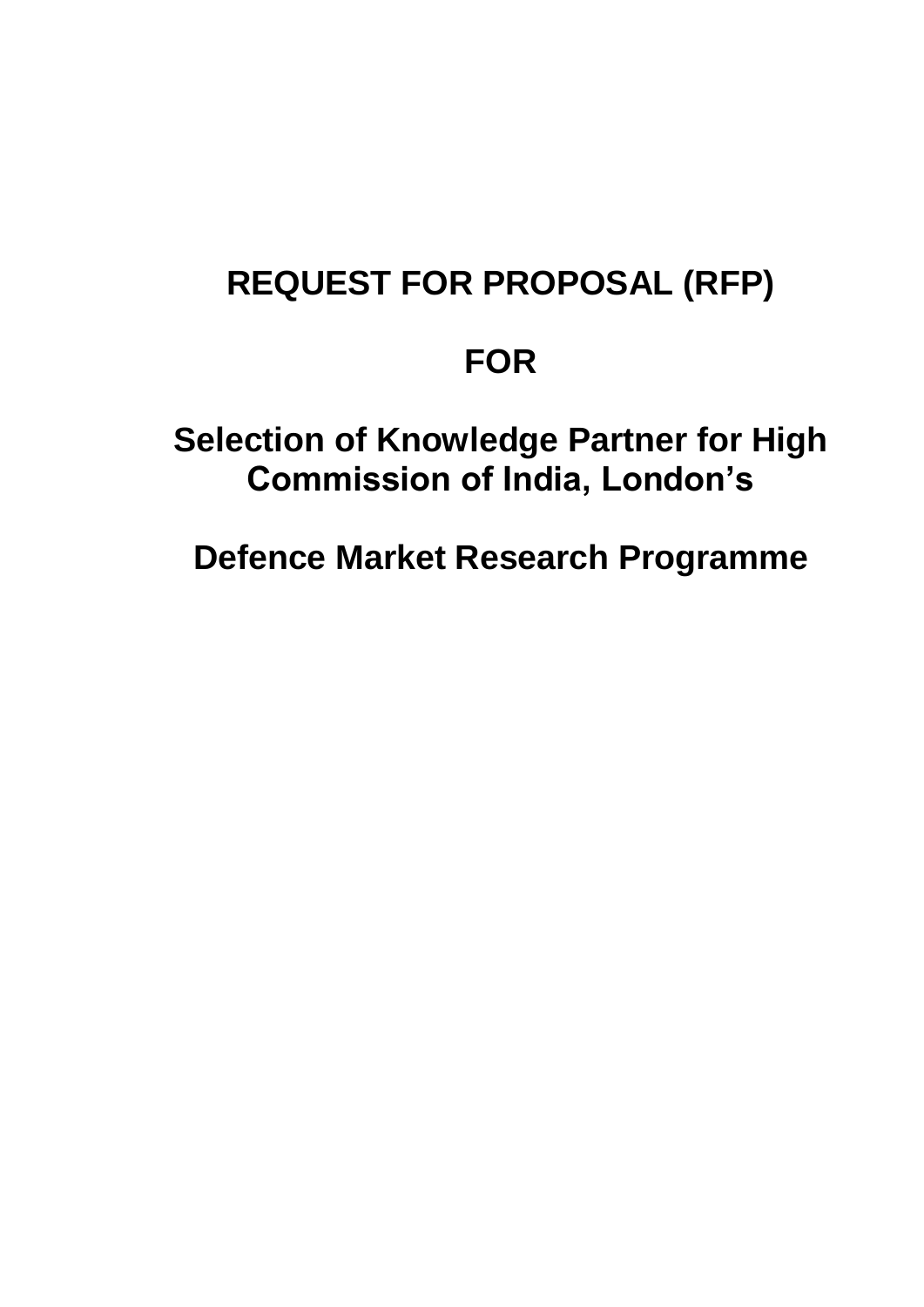# REQUEST FOR PROPOSAL (RFP)

# FOR

# Selection of Knowledge Partner for High Commission of India, London's

# Defence Market Research Programme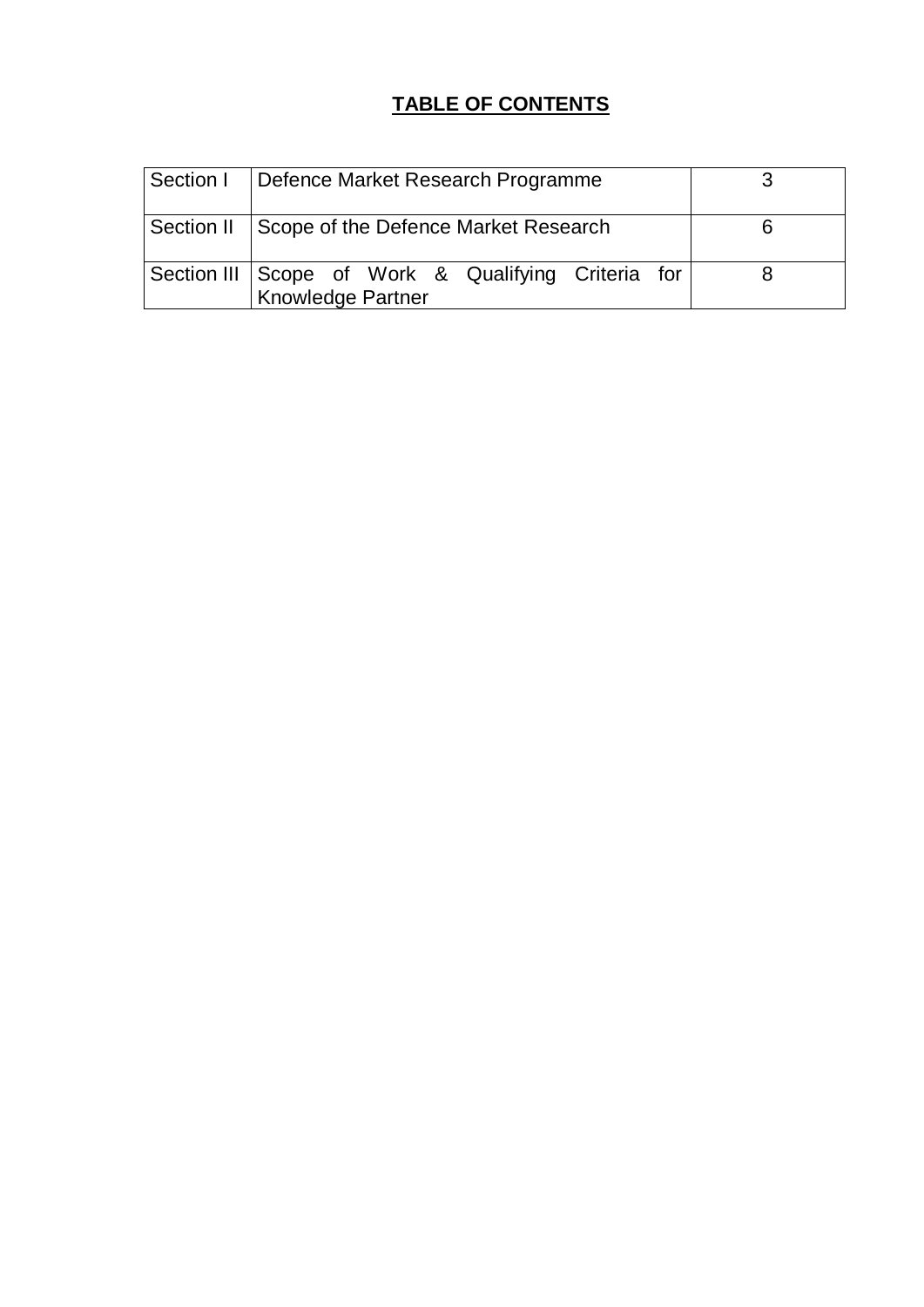## TABLE OF CONTENTS

| | | |
|---|---|---|
| Section I | Defence Market Research Programme | 3 |
| Section II | Scope of the Defence Market Research | 6 |
| Section III | Scope of Work & Qualifying Criteria for Knowledge Partner | 8 |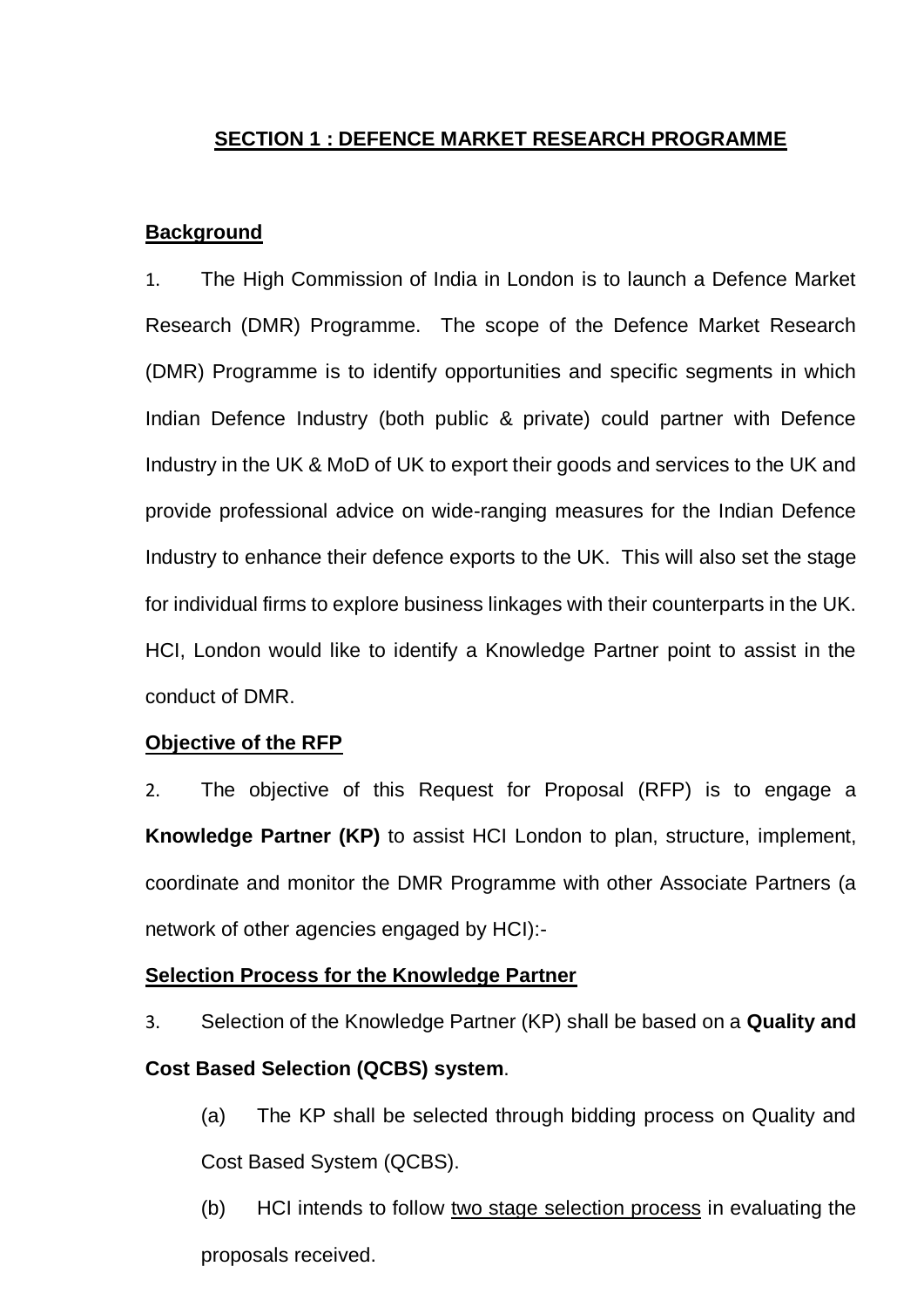## SECTION 1 : DEFENCE MARKET RESEARCH PROGRAMME

### Background

1. The High Commission of India in London is to launch a Defence Market Research (DMR) Programme. The scope of the Defence Market Research (DMR) Programme is to identify opportunities and specific segments in which Indian Defence Industry (both public & private) could partner with Defence Industry in the UK & MoD of UK to export their goods and services to the UK and provide professional advice on wide-ranging measures for the Indian Defence Industry to enhance their defence exports to the UK. This will also set the stage for individual firms to explore business linkages with their counterparts in the UK. HCI, London would like to identify a Knowledge Partner point to assist in the conduct of DMR.

### Objective of the RFP

2. The objective of this Request for Proposal (RFP) is to engage a **Knowledge Partner (KP)** to assist HCI London to plan, structure, implement, coordinate and monitor the DMR Programme with other Associate Partners (a network of other agencies engaged by HCI):-

### Selection Process for the Knowledge Partner

3. Selection of the Knowledge Partner (KP) shall be based on a **Quality and Cost Based Selection (QCBS) system**.

   (a) The KP shall be selected through bidding process on Quality and Cost Based System (QCBS).

   (b) HCI intends to follow two stage selection process in evaluating the proposals received.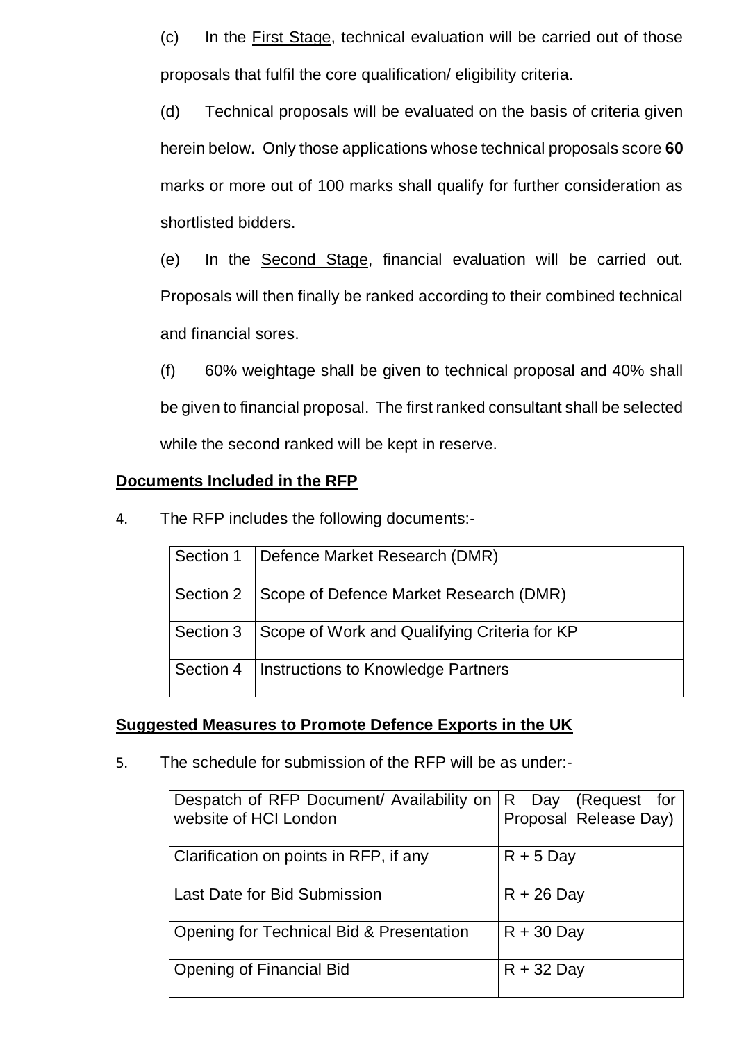(c) In the First Stage, technical evaluation will be carried out of those proposals that fulfil the core qualification/ eligibility criteria.

(d) Technical proposals will be evaluated on the basis of criteria given herein below. Only those applications whose technical proposals score **60** marks or more out of 100 marks shall qualify for further consideration as shortlisted bidders.

(e) In the Second Stage, financial evaluation will be carried out. Proposals will then finally be ranked according to their combined technical and financial sores.

(f) 60% weightage shall be given to technical proposal and 40% shall be given to financial proposal. The first ranked consultant shall be selected while the second ranked will be kept in reserve.

## Documents Included in the RFP

4. The RFP includes the following documents:-

| | |
|---|---|
| Section 1 | Defence Market Research (DMR) |
| Section 2 | Scope of Defence Market Research (DMR) |
| Section 3 | Scope of Work and Qualifying Criteria for KP |
| Section 4 | Instructions to Knowledge Partners |

## Suggested Measures to Promote Defence Exports in the UK

5. The schedule for submission of the RFP will be as under:-

| | |
|---|---|
| Despatch of RFP Document/ Availability on website of HCI London | R Day (Request for Proposal Release Day) |
| Clarification on points in RFP, if any | R + 5 Day |
| Last Date for Bid Submission | R + 26 Day |
| Opening for Technical Bid & Presentation | R + 30 Day |
| Opening of Financial Bid | R + 32 Day |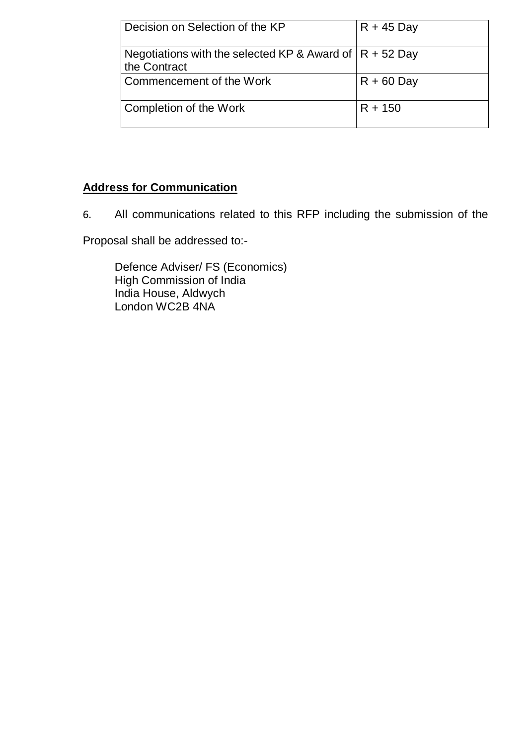| Decision on Selection of the KP | R + 45 Day |
| --- | --- |
| Negotiations with the selected KP & Award of the Contract | R + 52 Day |
| Commencement of the Work | R + 60 Day |
| Completion of the Work | R + 150 |

## **Address for Communication**

6. All communications related to this RFP including the submission of the Proposal shall be addressed to:-

Defence Adviser/ FS (Economics)  
High Commission of India  
India House, Aldwych  
London WC2B 4NA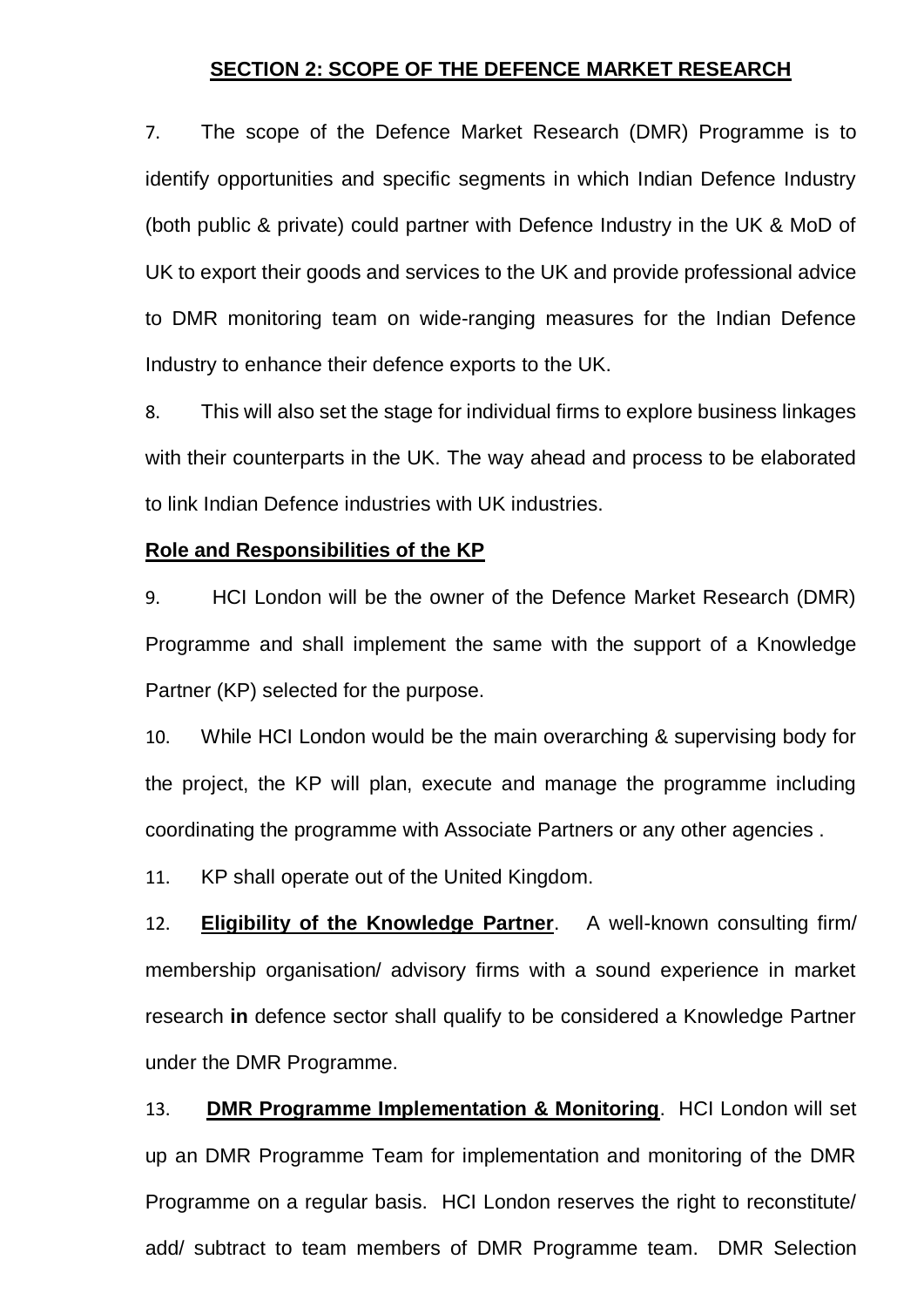## SECTION 2: SCOPE OF THE DEFENCE MARKET RESEARCH

7. The scope of the Defence Market Research (DMR) Programme is to identify opportunities and specific segments in which Indian Defence Industry (both public & private) could partner with Defence Industry in the UK & MoD of UK to export their goods and services to the UK and provide professional advice to DMR monitoring team on wide-ranging measures for the Indian Defence Industry to enhance their defence exports to the UK.

8. This will also set the stage for individual firms to explore business linkages with their counterparts in the UK. The way ahead and process to be elaborated to link Indian Defence industries with UK industries.

### Role and Responsibilities of the KP

9. HCI London will be the owner of the Defence Market Research (DMR) Programme and shall implement the same with the support of a Knowledge Partner (KP) selected for the purpose.

10. While HCI London would be the main overarching & supervising body for the project, the KP will plan, execute and manage the programme including coordinating the programme with Associate Partners or any other agencies .

11. KP shall operate out of the United Kingdom.

12. **Eligibility of the Knowledge Partner**. A well-known consulting firm/ membership organisation/ advisory firms with a sound experience in market research **in** defence sector shall qualify to be considered a Knowledge Partner under the DMR Programme.

13. **DMR Programme Implementation & Monitoring**. HCI London will set up an DMR Programme Team for implementation and monitoring of the DMR Programme on a regular basis. HCI London reserves the right to reconstitute/ add/ subtract to team members of DMR Programme team. DMR Selection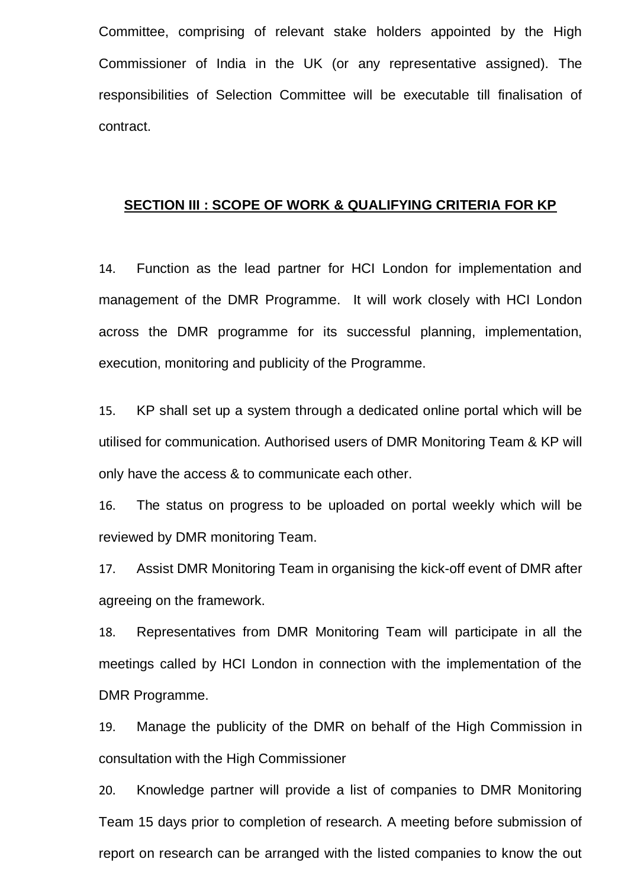Committee, comprising of relevant stake holders appointed by the High Commissioner of India in the UK (or any representative assigned). The responsibilities of Selection Committee will be executable till finalisation of contract.

## SECTION III : SCOPE OF WORK & QUALIFYING CRITERIA FOR KP

14. Function as the lead partner for HCI London for implementation and management of the DMR Programme. It will work closely with HCI London across the DMR programme for its successful planning, implementation, execution, monitoring and publicity of the Programme.

15. KP shall set up a system through a dedicated online portal which will be utilised for communication. Authorised users of DMR Monitoring Team & KP will only have the access & to communicate each other.

16. The status on progress to be uploaded on portal weekly which will be reviewed by DMR monitoring Team.

17. Assist DMR Monitoring Team in organising the kick-off event of DMR after agreeing on the framework.

18. Representatives from DMR Monitoring Team will participate in all the meetings called by HCI London in connection with the implementation of the DMR Programme.

19. Manage the publicity of the DMR on behalf of the High Commission in consultation with the High Commissioner

20. Knowledge partner will provide a list of companies to DMR Monitoring Team 15 days prior to completion of research. A meeting before submission of report on research can be arranged with the listed companies to know the out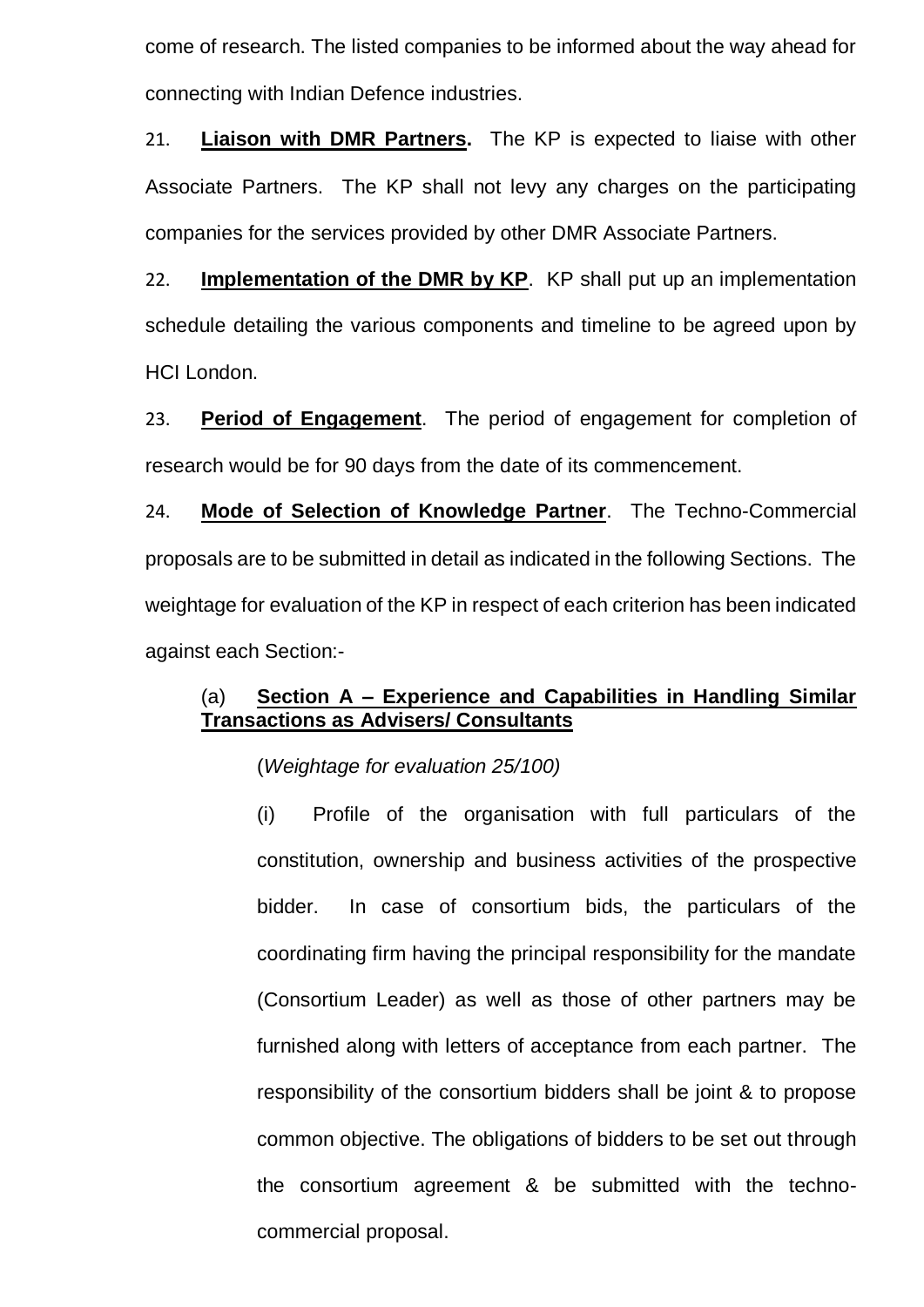come of research. The listed companies to be informed about the way ahead for connecting with Indian Defence industries.

21. **Liaison with DMR Partners.** The KP is expected to liaise with other Associate Partners. The KP shall not levy any charges on the participating companies for the services provided by other DMR Associate Partners.

22. **Implementation of the DMR by KP**. KP shall put up an implementation schedule detailing the various components and timeline to be agreed upon by HCI London.

23. **Period of Engagement**. The period of engagement for completion of research would be for 90 days from the date of its commencement.

24. **Mode of Selection of Knowledge Partner**. The Techno-Commercial proposals are to be submitted in detail as indicated in the following Sections. The weightage for evaluation of the KP in respect of each criterion has been indicated against each Section:-

(a) **Section A – Experience and Capabilities in Handling Similar Transactions as Advisers/ Consultants**

(*Weightage for evaluation 25/100)*

(i) Profile of the organisation with full particulars of the constitution, ownership and business activities of the prospective bidder. In case of consortium bids, the particulars of the coordinating firm having the principal responsibility for the mandate (Consortium Leader) as well as those of other partners may be furnished along with letters of acceptance from each partner. The responsibility of the consortium bidders shall be joint & to propose common objective. The obligations of bidders to be set out through the consortium agreement & be submitted with the techno-commercial proposal.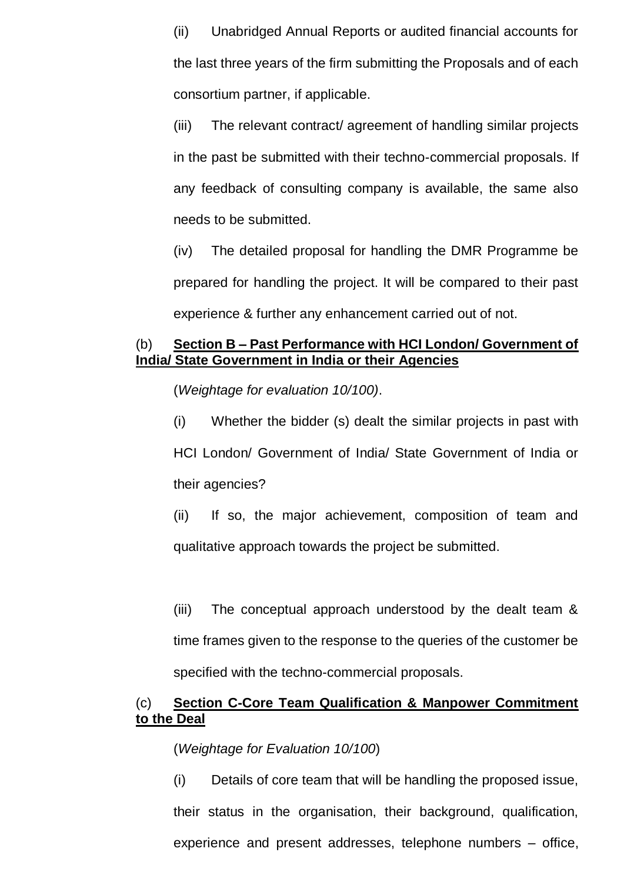(ii) Unabridged Annual Reports or audited financial accounts for the last three years of the firm submitting the Proposals and of each consortium partner, if applicable.

(iii) The relevant contract/ agreement of handling similar projects in the past be submitted with their techno-commercial proposals. If any feedback of consulting company is available, the same also needs to be submitted.

(iv) The detailed proposal for handling the DMR Programme be prepared for handling the project. It will be compared to their past experience & further any enhancement carried out of not.

(b) **<u>Section B – Past Performance with HCI London/ Government of India/ State Government in India or their Agencies</u>**

(*Weightage for evaluation 10/100)*.

(i) Whether the bidder (s) dealt the similar projects in past with HCI London/ Government of India/ State Government of India or their agencies?

(ii) If so, the major achievement, composition of team and qualitative approach towards the project be submitted.

(iii) The conceptual approach understood by the dealt team & time frames given to the response to the queries of the customer be specified with the techno-commercial proposals.

(c) **<u>Section C-Core Team Qualification & Manpower Commitment to the Deal</u>**

(*Weightage for Evaluation 10/100*)

(i) Details of core team that will be handling the proposed issue, their status in the organisation, their background, qualification, experience and present addresses, telephone numbers – office,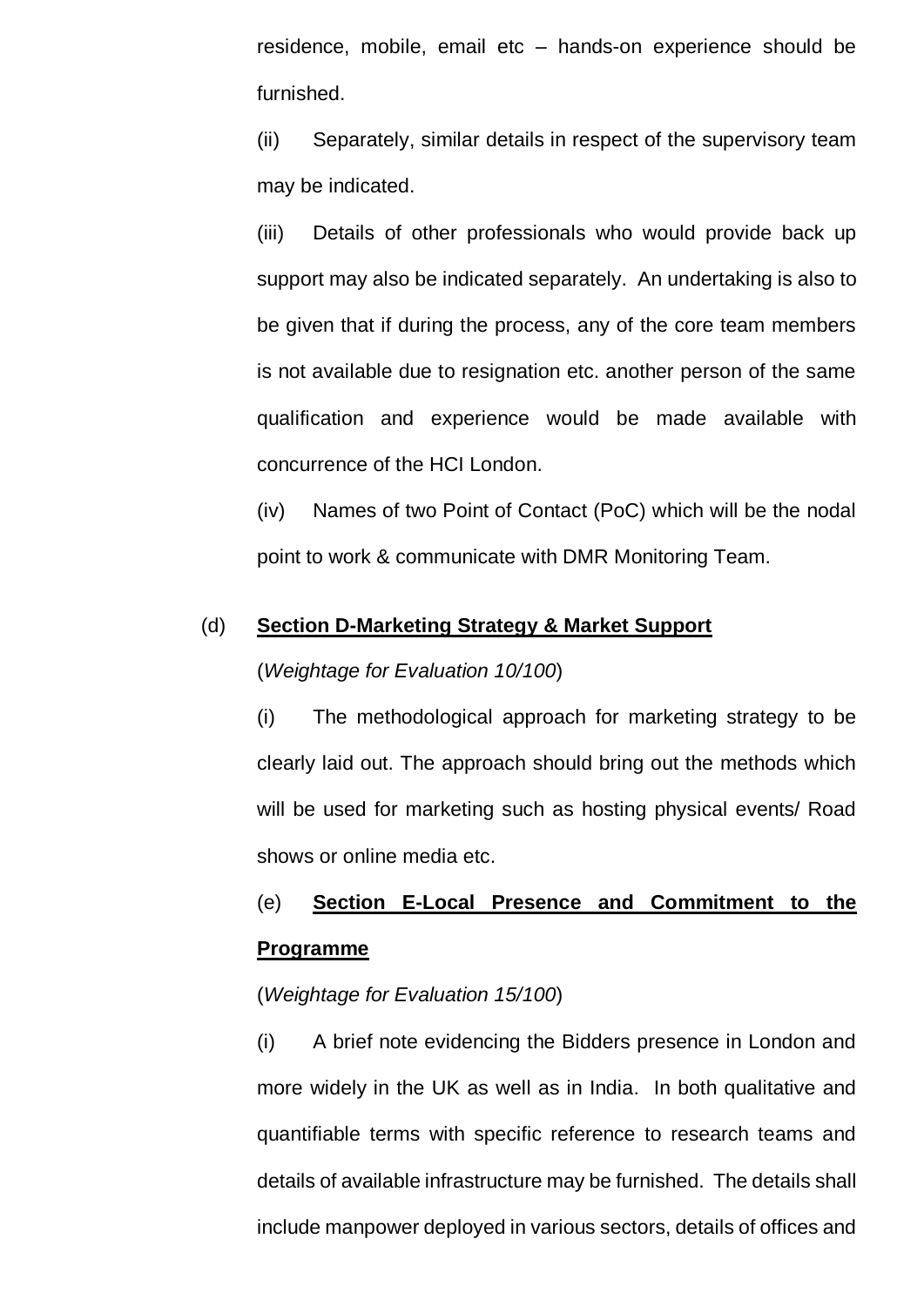residence, mobile, email etc – hands-on experience should be furnished.

(ii) Separately, similar details in respect of the supervisory team may be indicated.

(iii) Details of other professionals who would provide back up support may also be indicated separately. An undertaking is also to be given that if during the process, any of the core team members is not available due to resignation etc. another person of the same qualification and experience would be made available with concurrence of the HCI London.

(iv) Names of two Point of Contact (PoC) which will be the nodal point to work & communicate with DMR Monitoring Team.

(d) **<u>Section D-Marketing Strategy & Market Support</u>**

(*Weightage for Evaluation 10/100*)

(i) The methodological approach for marketing strategy to be clearly laid out. The approach should bring out the methods which will be used for marketing such as hosting physical events/ Road shows or online media etc.

(e) **<u>Section E-Local Presence and Commitment to the Programme</u>**

(*Weightage for Evaluation 15/100*)

(i) A brief note evidencing the Bidders presence in London and more widely in the UK as well as in India. In both qualitative and quantifiable terms with specific reference to research teams and details of available infrastructure may be furnished. The details shall include manpower deployed in various sectors, details of offices and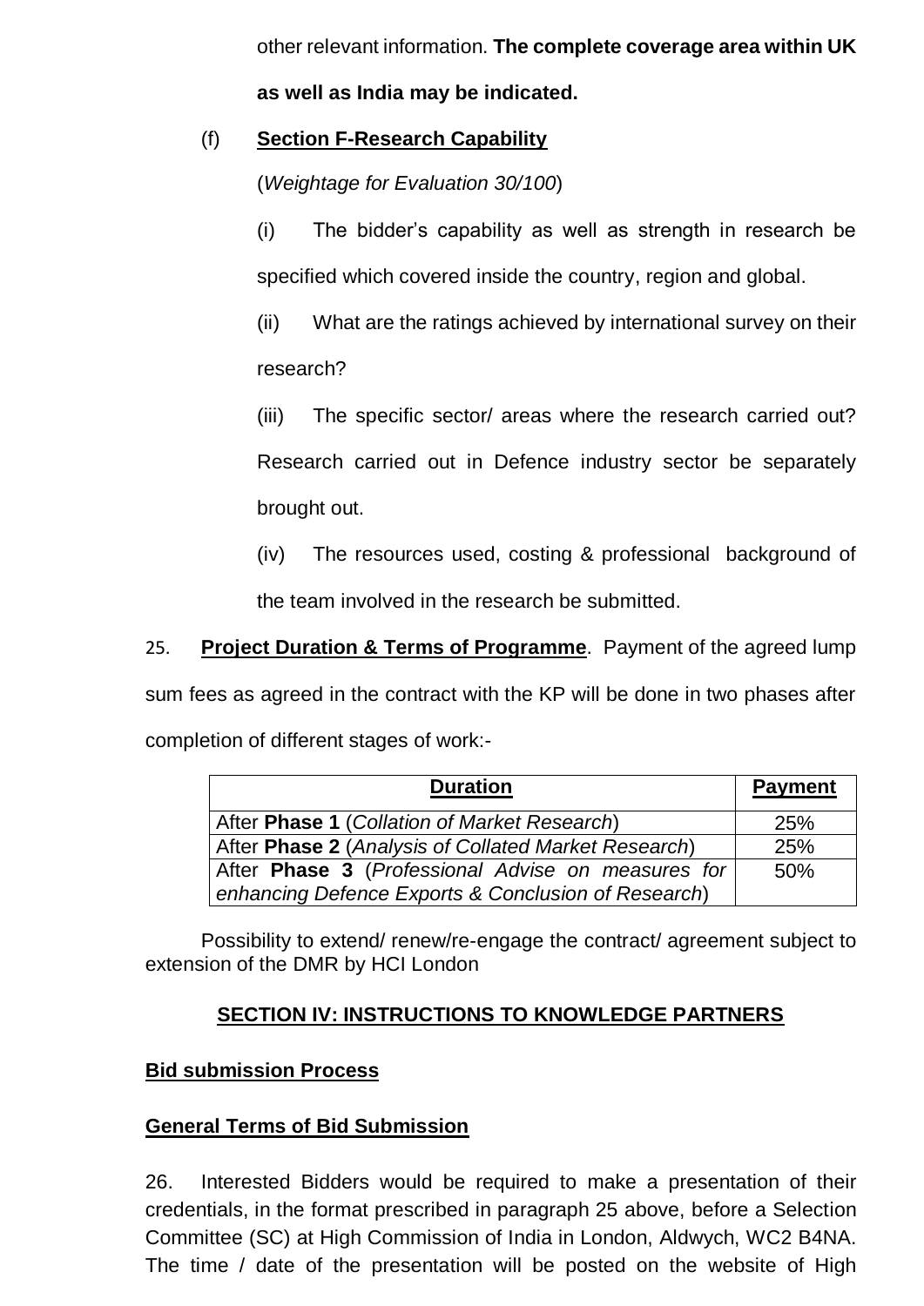other relevant information. **The complete coverage area within UK as well as India may be indicated.**

(f) **Section F-Research Capability**

(*Weightage for Evaluation 30/100*)

(i) The bidder's capability as well as strength in research be specified which covered inside the country, region and global.

(ii) What are the ratings achieved by international survey on their research?

(iii) The specific sector/ areas where the research carried out? Research carried out in Defence industry sector be separately brought out.

(iv) The resources used, costing & professional background of the team involved in the research be submitted.

25. **Project Duration & Terms of Programme**. Payment of the agreed lump sum fees as agreed in the contract with the KP will be done in two phases after completion of different stages of work:-

| Duration | Payment |
|---|---|
| After **Phase 1** (*Collation of Market Research*) | 25% |
| After **Phase 2** (*Analysis of Collated Market Research*) | 25% |
| After **Phase 3** (*Professional Advise on measures for enhancing Defence Exports & Conclusion of Research*) | 50% |

Possibility to extend/ renew/re-engage the contract/ agreement subject to extension of the DMR by HCI London

## SECTION IV: INSTRUCTIONS TO KNOWLEDGE PARTNERS

### Bid submission Process

### General Terms of Bid Submission

26. Interested Bidders would be required to make a presentation of their credentials, in the format prescribed in paragraph 25 above, before a Selection Committee (SC) at High Commission of India in London, Aldwych, WC2 B4NA. The time / date of the presentation will be posted on the website of High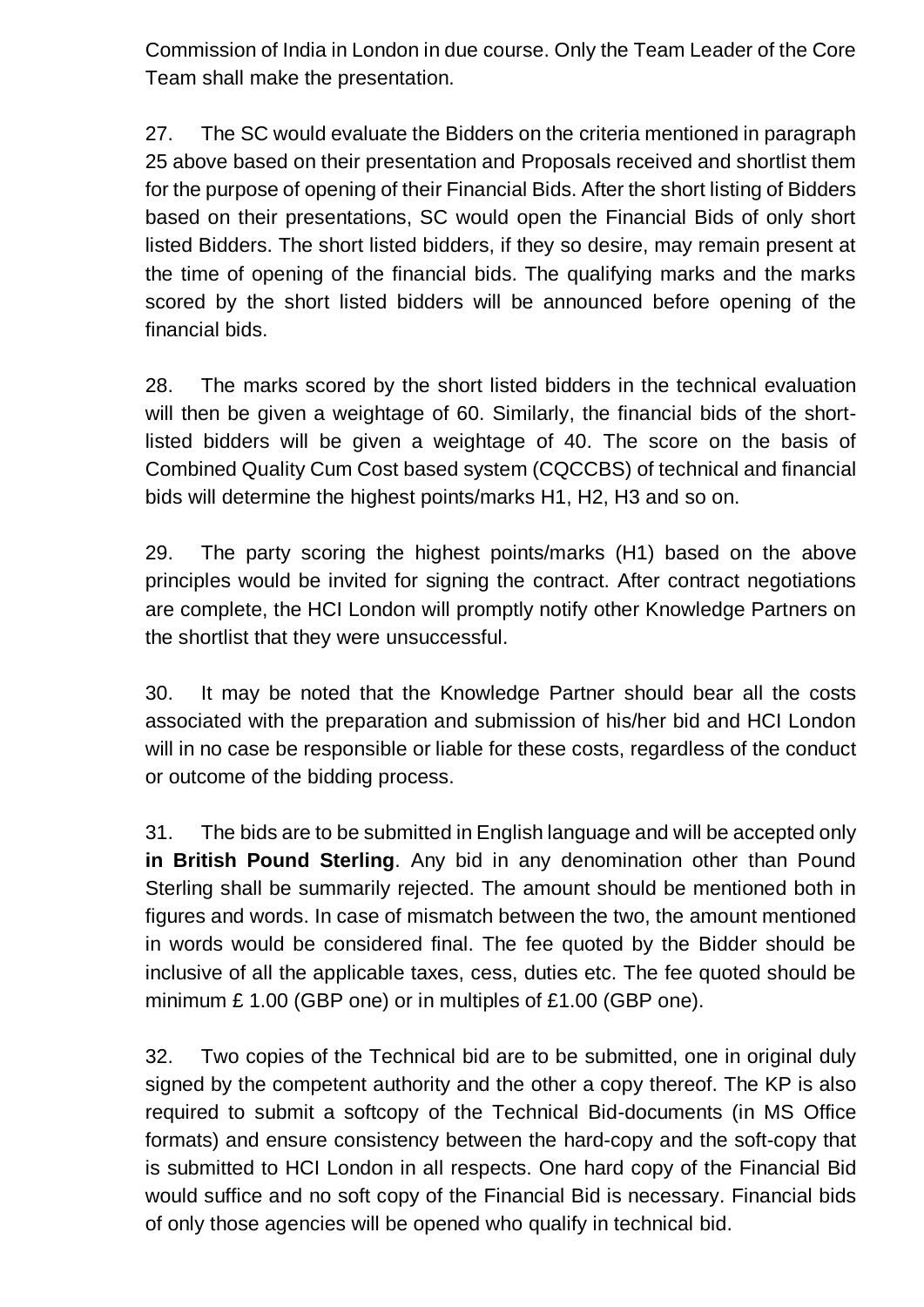Commission of India in London in due course. Only the Team Leader of the Core Team shall make the presentation.

27. The SC would evaluate the Bidders on the criteria mentioned in paragraph 25 above based on their presentation and Proposals received and shortlist them for the purpose of opening of their Financial Bids. After the short listing of Bidders based on their presentations, SC would open the Financial Bids of only short listed Bidders. The short listed bidders, if they so desire, may remain present at the time of opening of the financial bids. The qualifying marks and the marks scored by the short listed bidders will be announced before opening of the financial bids.

28. The marks scored by the short listed bidders in the technical evaluation will then be given a weightage of 60. Similarly, the financial bids of the short-listed bidders will be given a weightage of 40. The score on the basis of Combined Quality Cum Cost based system (CQCCBS) of technical and financial bids will determine the highest points/marks H1, H2, H3 and so on.

29. The party scoring the highest points/marks (H1) based on the above principles would be invited for signing the contract. After contract negotiations are complete, the HCI London will promptly notify other Knowledge Partners on the shortlist that they were unsuccessful.

30. It may be noted that the Knowledge Partner should bear all the costs associated with the preparation and submission of his/her bid and HCI London will in no case be responsible or liable for these costs, regardless of the conduct or outcome of the bidding process.

31. The bids are to be submitted in English language and will be accepted only **in British Pound Sterling**. Any bid in any denomination other than Pound Sterling shall be summarily rejected. The amount should be mentioned both in figures and words. In case of mismatch between the two, the amount mentioned in words would be considered final. The fee quoted by the Bidder should be inclusive of all the applicable taxes, cess, duties etc. The fee quoted should be minimum £ 1.00 (GBP one) or in multiples of £1.00 (GBP one).

32. Two copies of the Technical bid are to be submitted, one in original duly signed by the competent authority and the other a copy thereof. The KP is also required to submit a softcopy of the Technical Bid-documents (in MS Office formats) and ensure consistency between the hard-copy and the soft-copy that is submitted to HCI London in all respects. One hard copy of the Financial Bid would suffice and no soft copy of the Financial Bid is necessary. Financial bids of only those agencies will be opened who qualify in technical bid.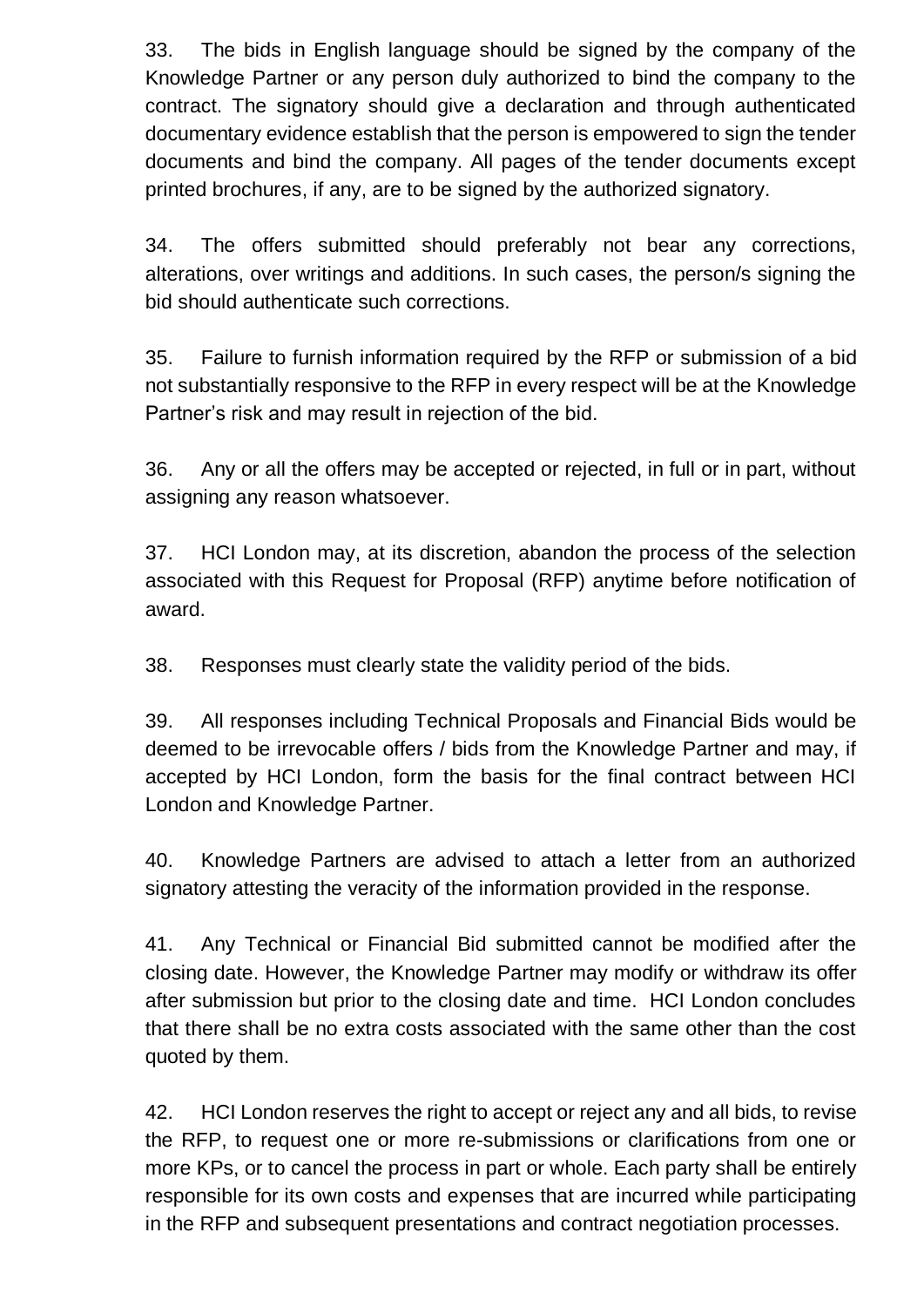33. The bids in English language should be signed by the company of the Knowledge Partner or any person duly authorized to bind the company to the contract. The signatory should give a declaration and through authenticated documentary evidence establish that the person is empowered to sign the tender documents and bind the company. All pages of the tender documents except printed brochures, if any, are to be signed by the authorized signatory.

34. The offers submitted should preferably not bear any corrections, alterations, over writings and additions. In such cases, the person/s signing the bid should authenticate such corrections.

35. Failure to furnish information required by the RFP or submission of a bid not substantially responsive to the RFP in every respect will be at the Knowledge Partner's risk and may result in rejection of the bid.

36. Any or all the offers may be accepted or rejected, in full or in part, without assigning any reason whatsoever.

37. HCI London may, at its discretion, abandon the process of the selection associated with this Request for Proposal (RFP) anytime before notification of award.

38. Responses must clearly state the validity period of the bids.

39. All responses including Technical Proposals and Financial Bids would be deemed to be irrevocable offers / bids from the Knowledge Partner and may, if accepted by HCI London, form the basis for the final contract between HCI London and Knowledge Partner.

40. Knowledge Partners are advised to attach a letter from an authorized signatory attesting the veracity of the information provided in the response.

41. Any Technical or Financial Bid submitted cannot be modified after the closing date. However, the Knowledge Partner may modify or withdraw its offer after submission but prior to the closing date and time. HCI London concludes that there shall be no extra costs associated with the same other than the cost quoted by them.

42. HCI London reserves the right to accept or reject any and all bids, to revise the RFP, to request one or more re-submissions or clarifications from one or more KPs, or to cancel the process in part or whole. Each party shall be entirely responsible for its own costs and expenses that are incurred while participating in the RFP and subsequent presentations and contract negotiation processes.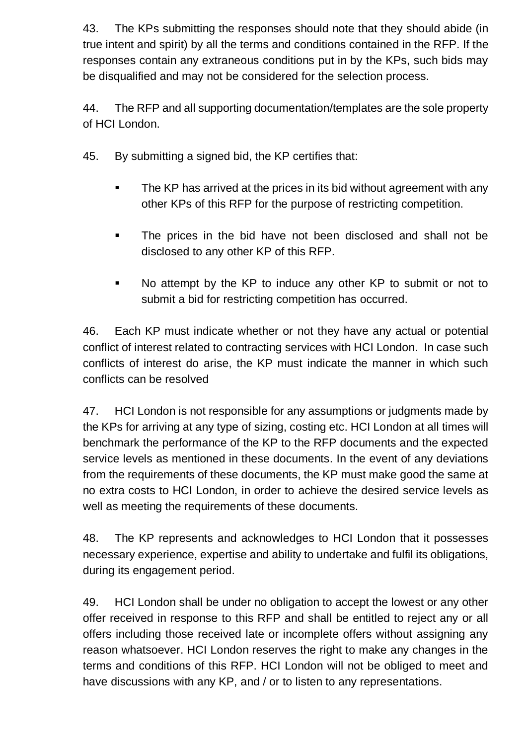43. The KPs submitting the responses should note that they should abide (in true intent and spirit) by all the terms and conditions contained in the RFP. If the responses contain any extraneous conditions put in by the KPs, such bids may be disqualified and may not be considered for the selection process.

44. The RFP and all supporting documentation/templates are the sole property of HCI London.

45. By submitting a signed bid, the KP certifies that:

- The KP has arrived at the prices in its bid without agreement with any other KPs of this RFP for the purpose of restricting competition.
- The prices in the bid have not been disclosed and shall not be disclosed to any other KP of this RFP.
- No attempt by the KP to induce any other KP to submit or not to submit a bid for restricting competition has occurred.

46. Each KP must indicate whether or not they have any actual or potential conflict of interest related to contracting services with HCI London. In case such conflicts of interest do arise, the KP must indicate the manner in which such conflicts can be resolved

47. HCI London is not responsible for any assumptions or judgments made by the KPs for arriving at any type of sizing, costing etc. HCI London at all times will benchmark the performance of the KP to the RFP documents and the expected service levels as mentioned in these documents. In the event of any deviations from the requirements of these documents, the KP must make good the same at no extra costs to HCI London, in order to achieve the desired service levels as well as meeting the requirements of these documents.

48. The KP represents and acknowledges to HCI London that it possesses necessary experience, expertise and ability to undertake and fulfil its obligations, during its engagement period.

49. HCI London shall be under no obligation to accept the lowest or any other offer received in response to this RFP and shall be entitled to reject any or all offers including those received late or incomplete offers without assigning any reason whatsoever. HCI London reserves the right to make any changes in the terms and conditions of this RFP. HCI London will not be obliged to meet and have discussions with any KP, and / or to listen to any representations.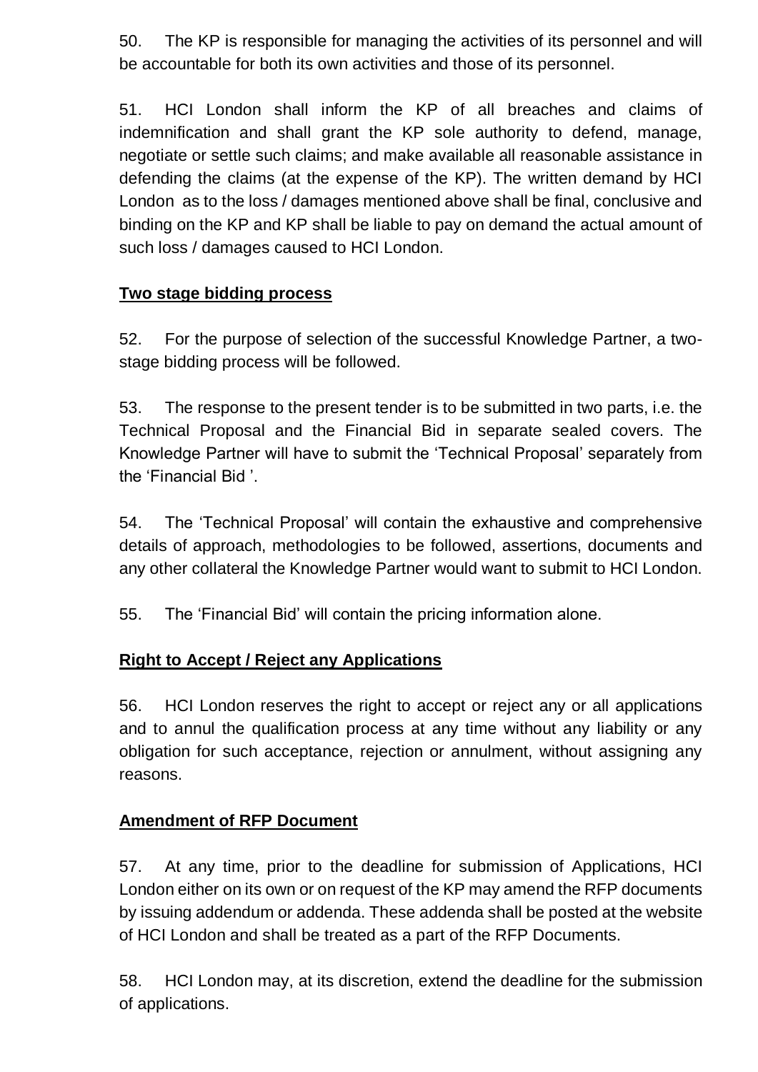50. The KP is responsible for managing the activities of its personnel and will be accountable for both its own activities and those of its personnel.

51. HCI London shall inform the KP of all breaches and claims of indemnification and shall grant the KP sole authority to defend, manage, negotiate or settle such claims; and make available all reasonable assistance in defending the claims (at the expense of the KP). The written demand by HCI London as to the loss / damages mentioned above shall be final, conclusive and binding on the KP and KP shall be liable to pay on demand the actual amount of such loss / damages caused to HCI London.

**Two stage bidding process**

52. For the purpose of selection of the successful Knowledge Partner, a two-stage bidding process will be followed.

53. The response to the present tender is to be submitted in two parts, i.e. the Technical Proposal and the Financial Bid in separate sealed covers. The Knowledge Partner will have to submit the 'Technical Proposal' separately from the 'Financial Bid '.

54. The 'Technical Proposal' will contain the exhaustive and comprehensive details of approach, methodologies to be followed, assertions, documents and any other collateral the Knowledge Partner would want to submit to HCI London.

55. The 'Financial Bid' will contain the pricing information alone.

**Right to Accept / Reject any Applications**

56. HCI London reserves the right to accept or reject any or all applications and to annul the qualification process at any time without any liability or any obligation for such acceptance, rejection or annulment, without assigning any reasons.

**Amendment of RFP Document**

57. At any time, prior to the deadline for submission of Applications, HCI London either on its own or on request of the KP may amend the RFP documents by issuing addendum or addenda. These addenda shall be posted at the website of HCI London and shall be treated as a part of the RFP Documents.

58. HCI London may, at its discretion, extend the deadline for the submission of applications.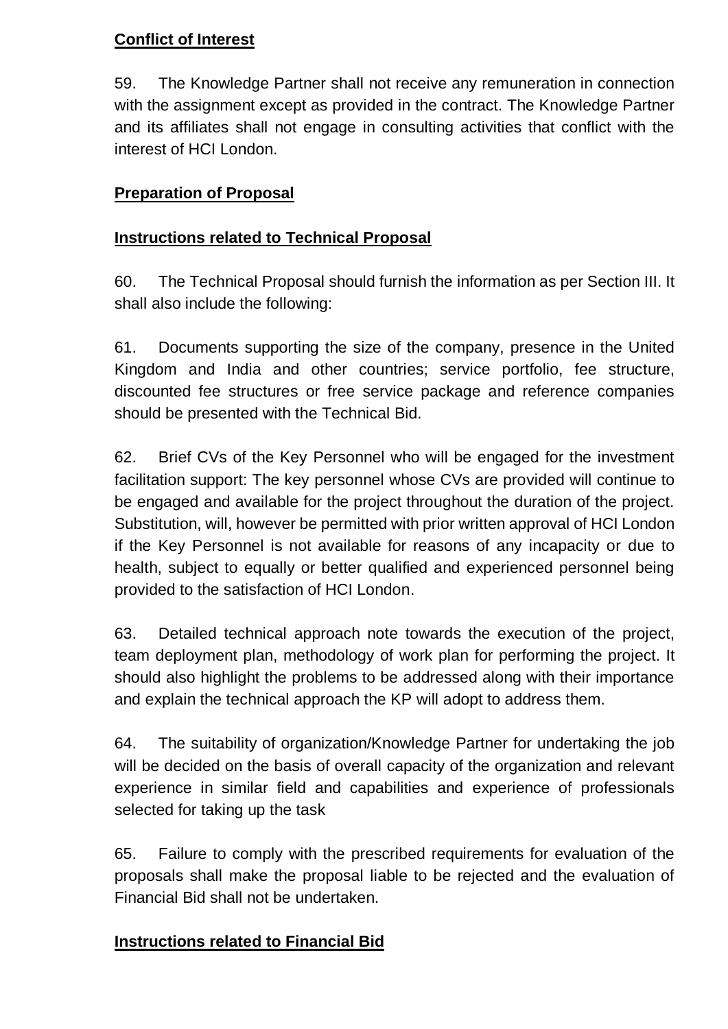**Conflict of Interest**

59. The Knowledge Partner shall not receive any remuneration in connection with the assignment except as provided in the contract. The Knowledge Partner and its affiliates shall not engage in consulting activities that conflict with the interest of HCI London.

**Preparation of Proposal**

**Instructions related to Technical Proposal**

60. The Technical Proposal should furnish the information as per Section III. It shall also include the following:

61. Documents supporting the size of the company, presence in the United Kingdom and India and other countries; service portfolio, fee structure, discounted fee structures or free service package and reference companies should be presented with the Technical Bid.

62. Brief CVs of the Key Personnel who will be engaged for the investment facilitation support: The key personnel whose CVs are provided will continue to be engaged and available for the project throughout the duration of the project. Substitution, will, however be permitted with prior written approval of HCI London if the Key Personnel is not available for reasons of any incapacity or due to health, subject to equally or better qualified and experienced personnel being provided to the satisfaction of HCI London.

63. Detailed technical approach note towards the execution of the project, team deployment plan, methodology of work plan for performing the project. It should also highlight the problems to be addressed along with their importance and explain the technical approach the KP will adopt to address them.

64. The suitability of organization/Knowledge Partner for undertaking the job will be decided on the basis of overall capacity of the organization and relevant experience in similar field and capabilities and experience of professionals selected for taking up the task

65. Failure to comply with the prescribed requirements for evaluation of the proposals shall make the proposal liable to be rejected and the evaluation of Financial Bid shall not be undertaken.

**Instructions related to Financial Bid**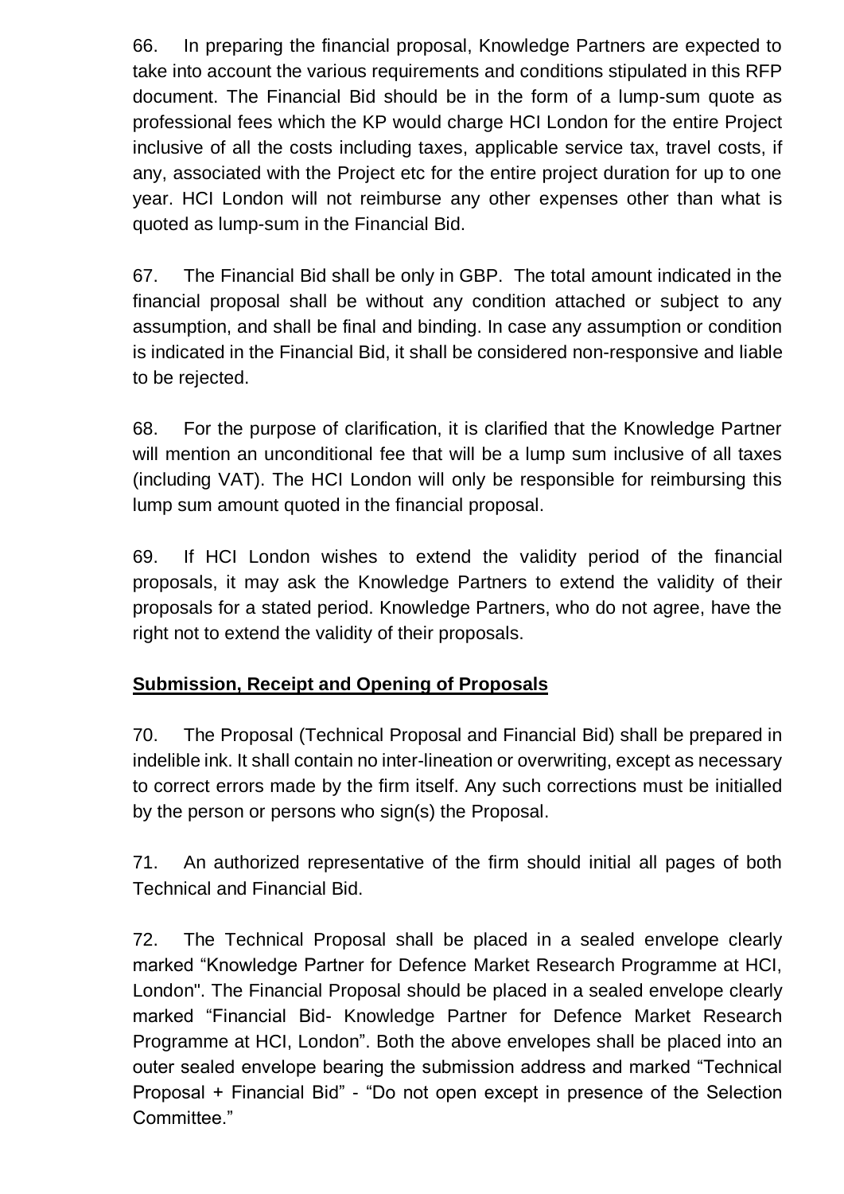66. In preparing the financial proposal, Knowledge Partners are expected to take into account the various requirements and conditions stipulated in this RFP document. The Financial Bid should be in the form of a lump-sum quote as professional fees which the KP would charge HCI London for the entire Project inclusive of all the costs including taxes, applicable service tax, travel costs, if any, associated with the Project etc for the entire project duration for up to one year. HCI London will not reimburse any other expenses other than what is quoted as lump-sum in the Financial Bid.

67. The Financial Bid shall be only in GBP. The total amount indicated in the financial proposal shall be without any condition attached or subject to any assumption, and shall be final and binding. In case any assumption or condition is indicated in the Financial Bid, it shall be considered non-responsive and liable to be rejected.

68. For the purpose of clarification, it is clarified that the Knowledge Partner will mention an unconditional fee that will be a lump sum inclusive of all taxes (including VAT). The HCI London will only be responsible for reimbursing this lump sum amount quoted in the financial proposal.

69. If HCI London wishes to extend the validity period of the financial proposals, it may ask the Knowledge Partners to extend the validity of their proposals for a stated period. Knowledge Partners, who do not agree, have the right not to extend the validity of their proposals.

**Submission, Receipt and Opening of Proposals**

70. The Proposal (Technical Proposal and Financial Bid) shall be prepared in indelible ink. It shall contain no inter-lineation or overwriting, except as necessary to correct errors made by the firm itself. Any such corrections must be initialled by the person or persons who sign(s) the Proposal.

71. An authorized representative of the firm should initial all pages of both Technical and Financial Bid.

72. The Technical Proposal shall be placed in a sealed envelope clearly marked "Knowledge Partner for Defence Market Research Programme at HCI, London". The Financial Proposal should be placed in a sealed envelope clearly marked "Financial Bid- Knowledge Partner for Defence Market Research Programme at HCI, London". Both the above envelopes shall be placed into an outer sealed envelope bearing the submission address and marked "Technical Proposal + Financial Bid" - "Do not open except in presence of the Selection Committee."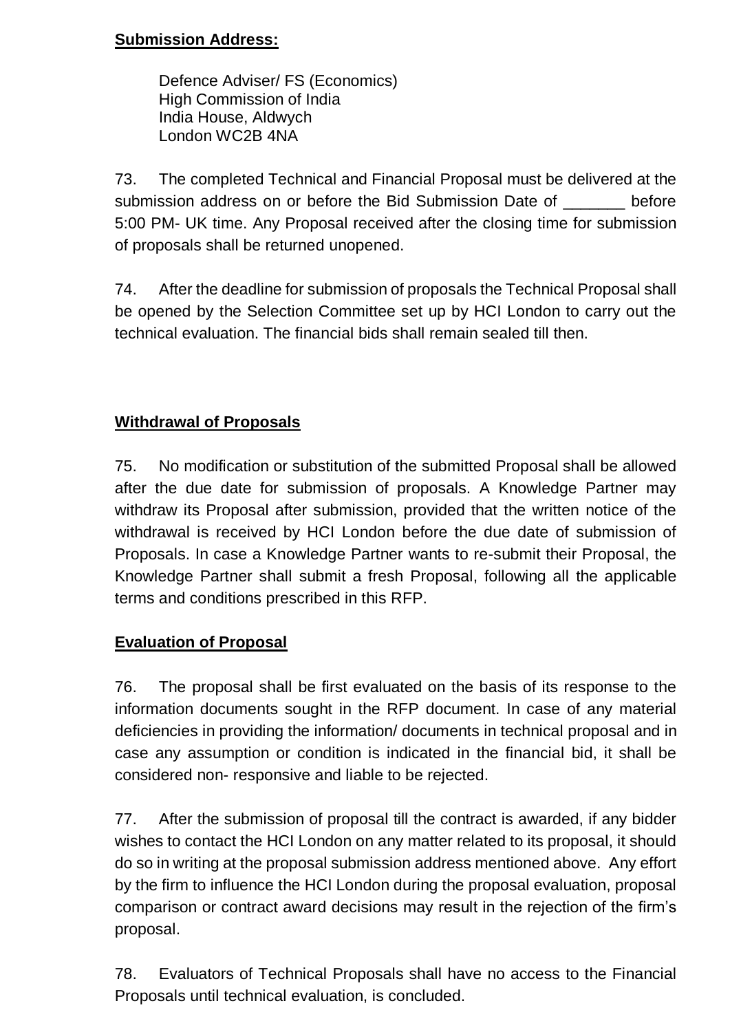**Submission Address:**

Defence Adviser/ FS (Economics)
High Commission of India
India House, Aldwych
London WC2B 4NA

73. The completed Technical and Financial Proposal must be delivered at the submission address on or before the Bid Submission Date of _______ before 5:00 PM- UK time. Any Proposal received after the closing time for submission of proposals shall be returned unopened.

74. After the deadline for submission of proposals the Technical Proposal shall be opened by the Selection Committee set up by HCI London to carry out the technical evaluation. The financial bids shall remain sealed till then.

**Withdrawal of Proposals**

75. No modification or substitution of the submitted Proposal shall be allowed after the due date for submission of proposals. A Knowledge Partner may withdraw its Proposal after submission, provided that the written notice of the withdrawal is received by HCI London before the due date of submission of Proposals. In case a Knowledge Partner wants to re-submit their Proposal, the Knowledge Partner shall submit a fresh Proposal, following all the applicable terms and conditions prescribed in this RFP.

**Evaluation of Proposal**

76. The proposal shall be first evaluated on the basis of its response to the information documents sought in the RFP document. In case of any material deficiencies in providing the information/ documents in technical proposal and in case any assumption or condition is indicated in the financial bid, it shall be considered non- responsive and liable to be rejected.

77. After the submission of proposal till the contract is awarded, if any bidder wishes to contact the HCI London on any matter related to its proposal, it should do so in writing at the proposal submission address mentioned above. Any effort by the firm to influence the HCI London during the proposal evaluation, proposal comparison or contract award decisions may result in the rejection of the firm's proposal.

78. Evaluators of Technical Proposals shall have no access to the Financial Proposals until technical evaluation, is concluded.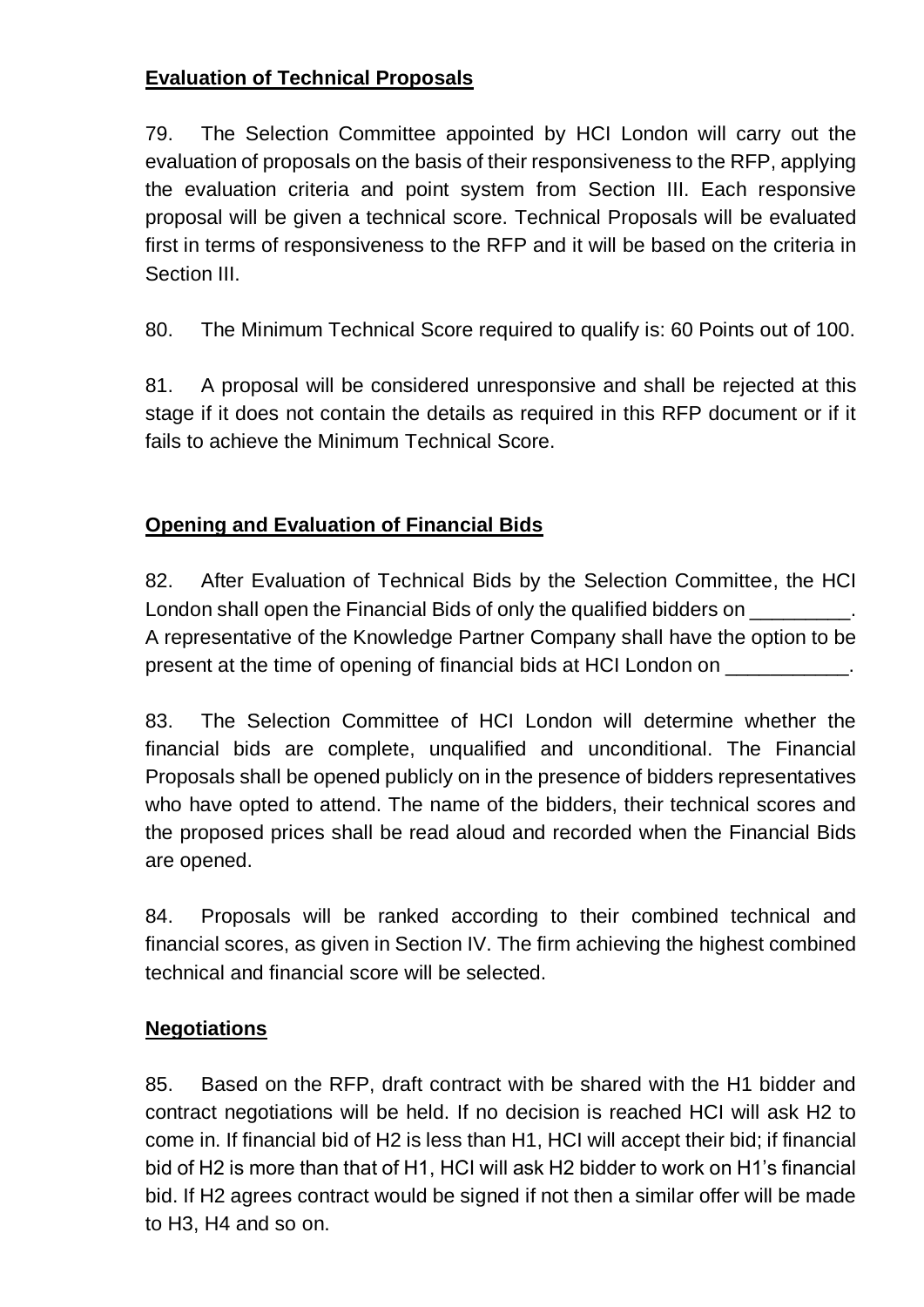**Evaluation of Technical Proposals**

79. The Selection Committee appointed by HCI London will carry out the evaluation of proposals on the basis of their responsiveness to the RFP, applying the evaluation criteria and point system from Section III. Each responsive proposal will be given a technical score. Technical Proposals will be evaluated first in terms of responsiveness to the RFP and it will be based on the criteria in Section III.

80. The Minimum Technical Score required to qualify is: 60 Points out of 100.

81. A proposal will be considered unresponsive and shall be rejected at this stage if it does not contain the details as required in this RFP document or if it fails to achieve the Minimum Technical Score.

**Opening and Evaluation of Financial Bids**

82. After Evaluation of Technical Bids by the Selection Committee, the HCI London shall open the Financial Bids of only the qualified bidders on _________. A representative of the Knowledge Partner Company shall have the option to be present at the time of opening of financial bids at HCI London on ___________.

83. The Selection Committee of HCI London will determine whether the financial bids are complete, unqualified and unconditional. The Financial Proposals shall be opened publicly on in the presence of bidders representatives who have opted to attend. The name of the bidders, their technical scores and the proposed prices shall be read aloud and recorded when the Financial Bids are opened.

84. Proposals will be ranked according to their combined technical and financial scores, as given in Section IV. The firm achieving the highest combined technical and financial score will be selected.

**Negotiations**

85. Based on the RFP, draft contract with be shared with the H1 bidder and contract negotiations will be held. If no decision is reached HCI will ask H2 to come in. If financial bid of H2 is less than H1, HCI will accept their bid; if financial bid of H2 is more than that of H1, HCI will ask H2 bidder to work on H1's financial bid. If H2 agrees contract would be signed if not then a similar offer will be made to H3, H4 and so on.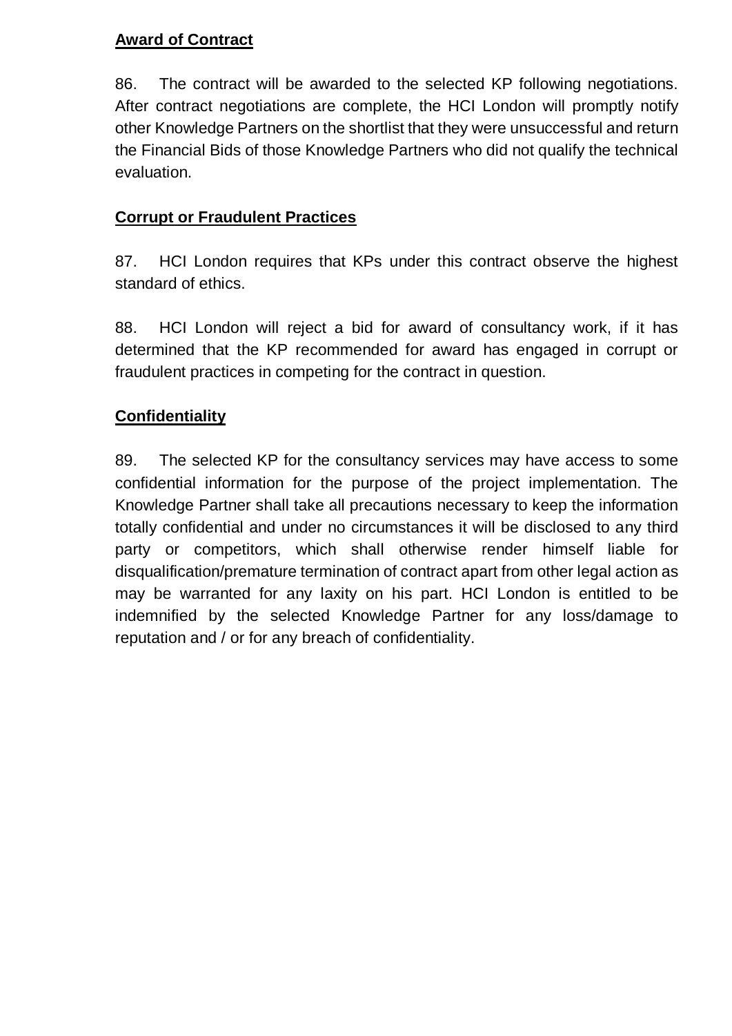**Award of Contract**

86. The contract will be awarded to the selected KP following negotiations. After contract negotiations are complete, the HCI London will promptly notify other Knowledge Partners on the shortlist that they were unsuccessful and return the Financial Bids of those Knowledge Partners who did not qualify the technical evaluation.

**Corrupt or Fraudulent Practices**

87. HCI London requires that KPs under this contract observe the highest standard of ethics.

88. HCI London will reject a bid for award of consultancy work, if it has determined that the KP recommended for award has engaged in corrupt or fraudulent practices in competing for the contract in question.

**Confidentiality**

89. The selected KP for the consultancy services may have access to some confidential information for the purpose of the project implementation. The Knowledge Partner shall take all precautions necessary to keep the information totally confidential and under no circumstances it will be disclosed to any third party or competitors, which shall otherwise render himself liable for disqualification/premature termination of contract apart from other legal action as may be warranted for any laxity on his part. HCI London is entitled to be indemnified by the selected Knowledge Partner for any loss/damage to reputation and / or for any breach of confidentiality.